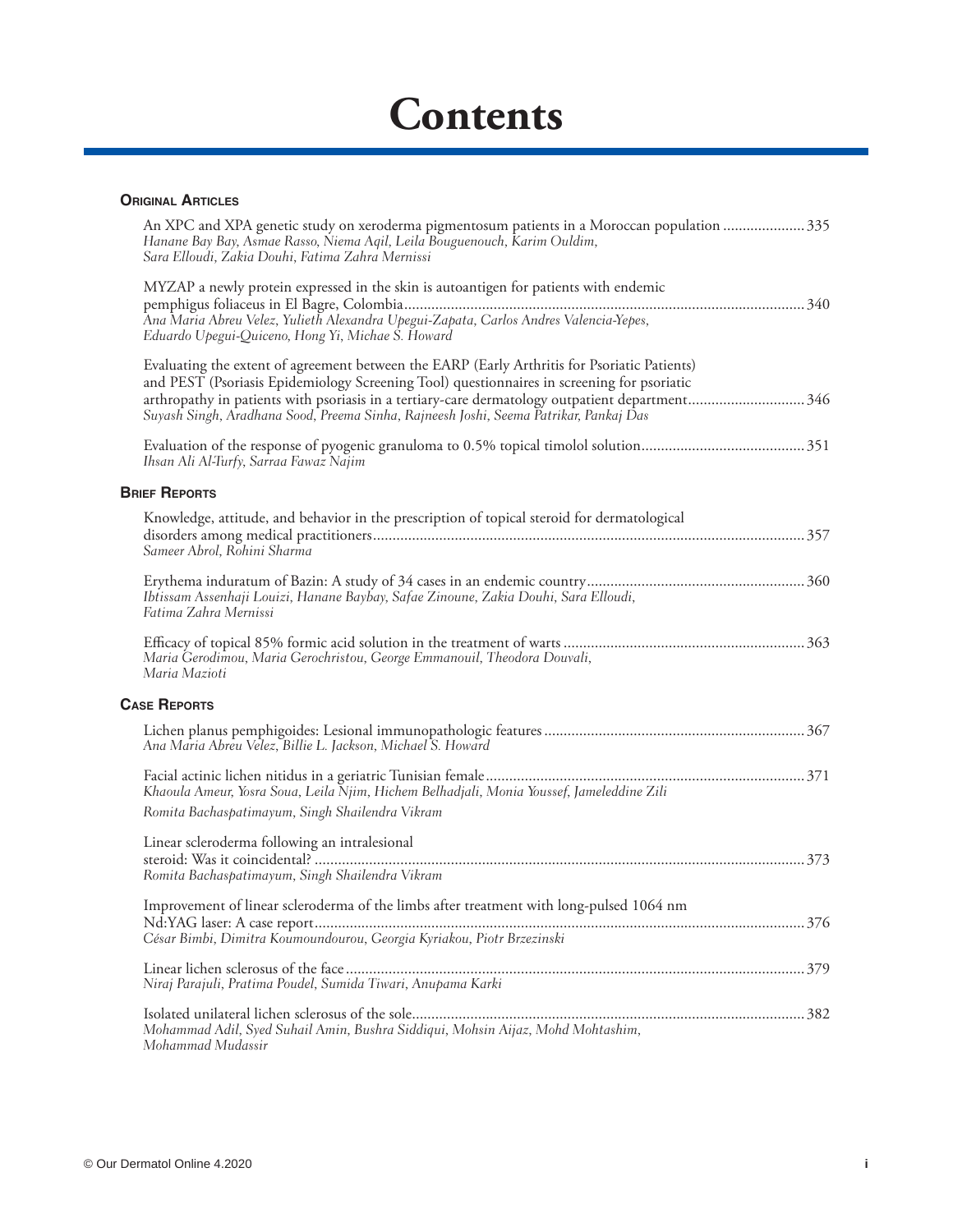# Contents

## Original Articles

An XPC and XPA genetic study on xeroderma pigmentosum patients in a Moroccan population .................... 335
*Hanane Bay Bay, Asmae Rasso, Niema Aqil, Leila Bouguenouch, Karim Ouldim, Sara Elloudi, Zakia Douhi, Fatima Zahra Mernissi*

MYZAP a newly protein expressed in the skin is autoantigen for patients with endemic pemphigus foliaceus in El Bagre, Colombia.................................................................................................... 340
*Ana Maria Abreu Velez, Yulieth Alexandra Upegui-Zapata, Carlos Andres Valencia-Yepes, Eduardo Upegui-Quiceno, Hong Yi, Michae S. Howard*

Evaluating the extent of agreement between the EARP (Early Arthritis for Psoriatic Patients) and PEST (Psoriasis Epidemiology Screening Tool) questionnaires in screening for psoriatic arthropathy in patients with psoriasis in a tertiary-care dermatology outpatient department............................ 346
*Suyash Singh, Aradhana Sood, Preema Sinha, Rajneesh Joshi, Seema Patrikar, Pankaj Das*

Evaluation of the response of pyogenic granuloma to 0.5% topical timolol solution......................................... 351
*Ihsan Ali Al-Turfy, Sarraa Fawaz Najim*

## Brief Reports

Knowledge, attitude, and behavior in the prescription of topical steroid for dermatological disorders among medical practitioners.......................................................................................................... 357
*Sameer Abrol, Rohini Sharma*

Erythema induratum of Bazin: A study of 34 cases in an endemic country....................................................... 360
*Ibtissam Assenhaji Louizi, Hanane Baybay, Safae Zinoune, Zakia Douhi, Sara Elloudi, Fatima Zahra Mernissi*

Efficacy of topical 85% formic acid solution in the treatment of warts ............................................................ 363
*Maria Gerodimou, Maria Gerochristou, George Emmanouil, Theodora Douvali, Maria Mazioti*

## Case Reports

Lichen planus pemphigoides: Lesional immunopathologic features .................................................................. 367
*Ana Maria Abreu Velez, Billie L. Jackson, Michael S. Howard*

Facial actinic lichen nitidus in a geriatric Tunisian female................................................................................. 371
*Khaoula Ameur, Yosra Soua, Leila Njim, Hichem Belhadjali, Monia Youssef, Jameleddine Zili*
*Romita Bachaspatimayum, Singh Shailendra Vikram*

Linear scleroderma following an intralesional steroid: Was it coincidental? ........................................................................................................................... 373
*Romita Bachaspatimayum, Singh Shailendra Vikram*

Improvement of linear scleroderma of the limbs after treatment with long-pulsed 1064 nm Nd:YAG laser: A case report............................................................................................................................ 376
*César Bimbi, Dimitra Koumoundourou, Georgia Kyriakou, Piotr Brzezinski*

Linear lichen sclerosus of the face..................................................................................................................... 379
*Niraj Parajuli, Pratima Poudel, Sumida Tiwari, Anupama Karki*

Isolated unilateral lichen sclerosus of the sole.................................................................................................... 382
*Mohammad Adil, Syed Suhail Amin, Bushra Siddiqui, Mohsin Aijaz, Mohd Mohtashim, Mohammad Mudassir*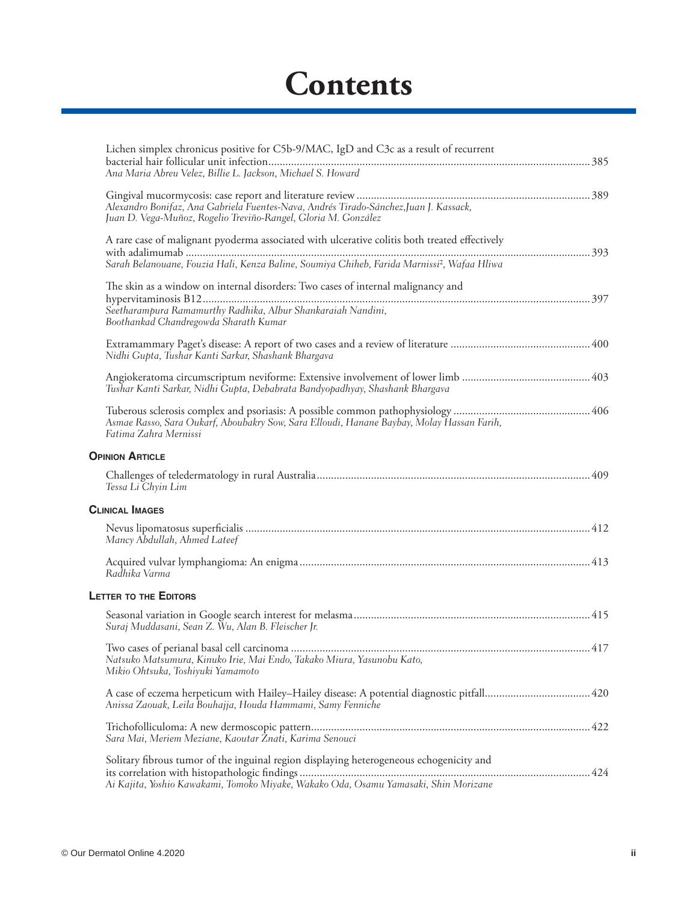# Contents

Lichen simplex chronicus positive for C5b-9/MAC, IgD and C3c as a result of recurrent bacterial hair follicular unit infection .......... 385
*Ana Maria Abreu Velez, Billie L. Jackson, Michael S. Howard*

Gingival mucormycosis: case report and literature review .......... 389
*Alexandro Bonifaz, Ana Gabriela Fuentes-Nava, Andrés Tirado-Sánchez,Juan J. Kassack, Juan D. Vega-Muñoz, Rogelio Treviño-Rangel, Gloria M. González*

A rare case of malignant pyoderma associated with ulcerative colitis both treated effectively with adalimumab .......... 393
*Sarah Belanouane, Fouzia Hali, Kenza Baline, Soumiya Chiheb, Farida Marnissi[2], Wafaa Hliwa*

The skin as a window on internal disorders: Two cases of internal malignancy and hypervitaminosis B12 .......... 397
*Seetharampura Ramamurthy Radhika, Albur Shankaraiah Nandini, Boothankad Chandregowda Sharath Kumar*

Extramammary Paget's disease: A report of two cases and a review of literature .......... 400
*Nidhi Gupta, Tushar Kanti Sarkar, Shashank Bhargava*

Angiokeratoma circumscriptum neviforme: Extensive involvement of lower limb .......... 403
*Tushar Kanti Sarkar, Nidhi Gupta, Debabrata Bandyopadhyay, Shashank Bhargava*

Tuberous sclerosis complex and psoriasis: A possible common pathophysiology .......... 406
*Asmae Rasso, Sara Oukarf, Aboubakry Sow, Sara Elloudi, Hanane Baybay, Molay Hassan Farih, Fatima Zahra Mernissi*

## Opinion Article

Challenges of teledermatology in rural Australia .......... 409
*Tessa Li Chyin Lim*

## Clinical Images

Nevus lipomatosus superficialis .......... 412
*Mancy Abdullah, Ahmed Lateef*

Acquired vulvar lymphangioma: An enigma .......... 413
*Radhika Varma*

## Letter to the Editors

Seasonal variation in Google search interest for melasma .......... 415
*Suraj Muddasani, Sean Z. Wu, Alan B. Fleischer Jr.*

Two cases of perianal basal cell carcinoma .......... 417
*Natsuko Matsumura, Kinuko Irie, Mai Endo, Takako Miura, Yasunobu Kato, Mikio Ohtsuka, Toshiyuki Yamamoto*

A case of eczema herpeticum with Hailey–Hailey disease: A potential diagnostic pitfall .......... 420
*Anissa Zaouak, Leila Bouhajja, Houda Hammami, Samy Fenniche*

Trichofolliculoma: A new dermoscopic pattern .......... 422
*Sara Mai, Meriem Meziane, Kaoutar Znati, Karima Senouci*

Solitary fibrous tumor of the inguinal region displaying heterogeneous echogenicity and its correlation with histopathologic findings .......... 424
*Ai Kajita, Yoshio Kawakami, Tomoko Miyake, Wakako Oda, Osamu Yamasaki, Shin Morizane*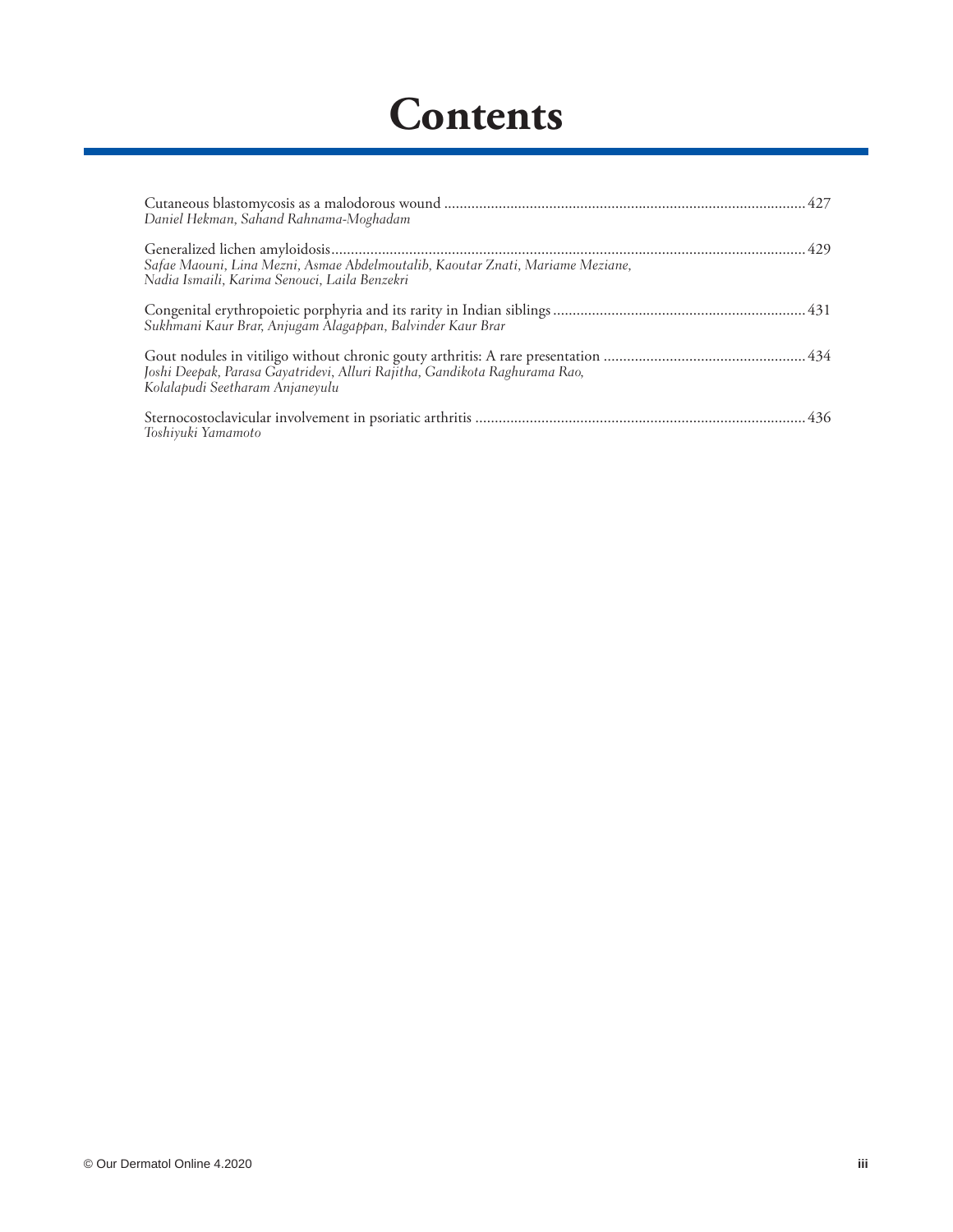# Contents

Cutaneous blastomycosis as a malodorous wound ............ 427
*Daniel Hekman, Sahand Rahnama-Moghadam*

Generalized lichen amyloidosis ............ 429
*Safae Maouni, Lina Mezni, Asmae Abdelmoutalib, Kaoutar Znati, Mariame Meziane, Nadia Ismaili, Karima Senouci, Laila Benzekri*

Congenital erythropoietic porphyria and its rarity in Indian siblings ............ 431
*Sukhmani Kaur Brar, Anjugam Alagappan, Balvinder Kaur Brar*

Gout nodules in vitiligo without chronic gouty arthritis: A rare presentation ............ 434
*Joshi Deepak, Parasa Gayatridevi, Alluri Rajitha, Gandikota Raghurama Rao, Kolalapudi Seetharam Anjaneyulu*

Sternocostoclavicular involvement in psoriatic arthritis ............ 436
*Toshiyuki Yamamoto*